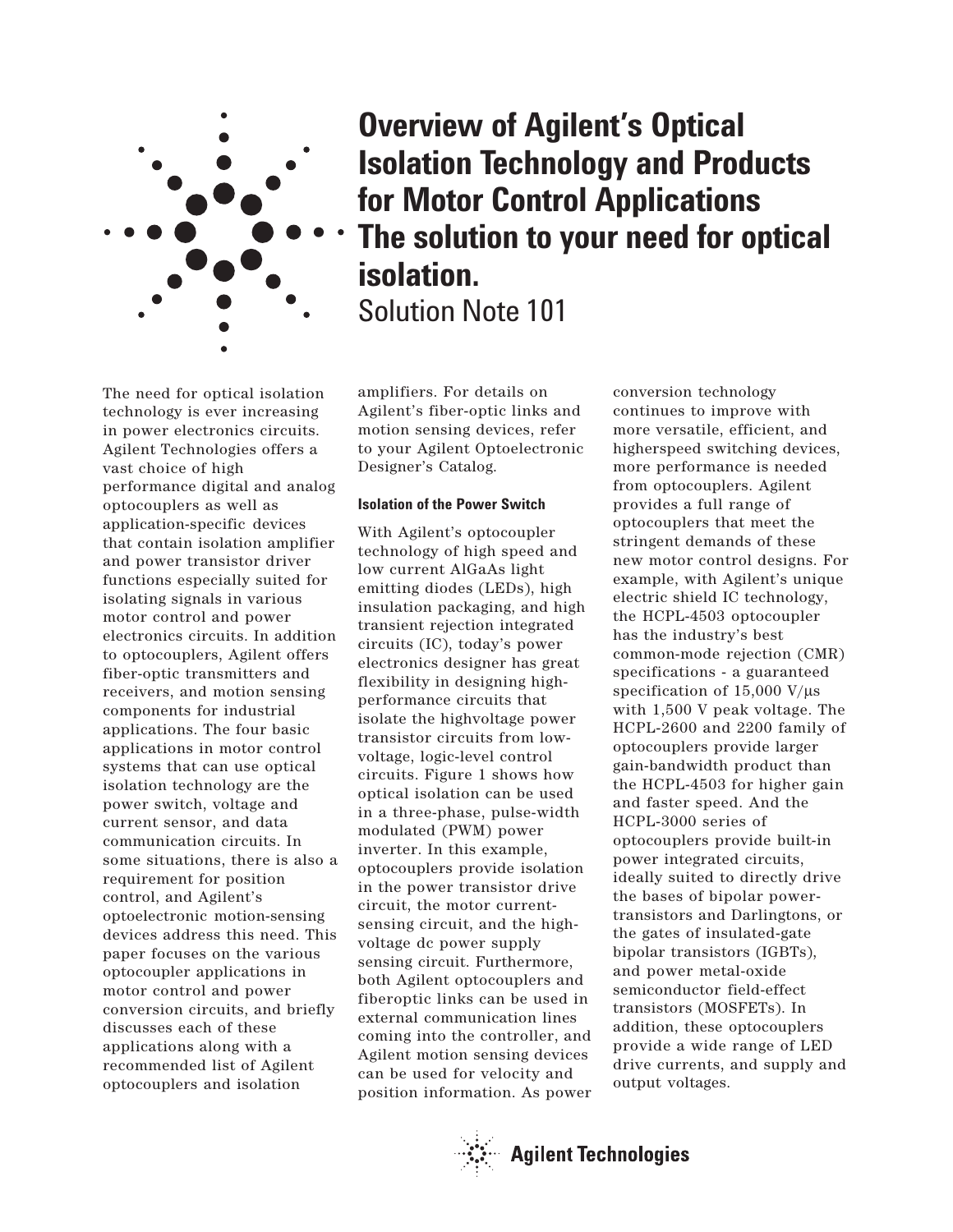# Overview of Agilent's Optical Isolation Technology and Products for Motor Control Applications The solution to your need for optical isolation.

Solution Note 101

The need for optical isolation technology is ever increasing in power electronics circuits. Agilent Technologies offers a vast choice of high performance digital and analog optocouplers as well as application-specific devices that contain isolation amplifier and power transistor driver functions especially suited for isolating signals in various motor control and power electronics circuits. In addition to optocouplers, Agilent offers fiber-optic transmitters and receivers, and motion sensing components for industrial applications. The four basic applications in motor control systems that can use optical isolation technology are the power switch, voltage and current sensor, and data communication circuits. In some situations, there is also a requirement for position control, and Agilent's optoelectronic motion-sensing devices address this need. This paper focuses on the various optocoupler applications in motor control and power conversion circuits, and briefly discusses each of these applications along with a recommended list of Agilent optocouplers and isolation amplifiers. For details on Agilent's fiber-optic links and motion sensing devices, refer to your Agilent Optoelectronic Designer's Catalog.

#### Isolation of the Power Switch

With Agilent's optocoupler technology of high speed and low current AlGaAs light emitting diodes (LEDs), high insulation packaging, and high transient rejection integrated circuits (IC), today's power electronics designer has great flexibility in designing high-performance circuits that isolate the highvoltage power transistor circuits from low-voltage, logic-level control circuits. Figure 1 shows how optical isolation can be used in a three-phase, pulse-width modulated (PWM) power inverter. In this example, optocouplers provide isolation in the power transistor drive circuit, the motor current-sensing circuit, and the high-voltage dc power supply sensing circuit. Furthermore, both Agilent optocouplers and fiberoptic links can be used in external communication lines coming into the controller, and Agilent motion sensing devices can be used for velocity and position information. As power conversion technology continues to improve with more versatile, efficient, and higherspeed switching devices, more performance is needed from optocouplers. Agilent provides a full range of optocouplers that meet the stringent demands of these new motor control designs. For example, with Agilent's unique electric shield IC technology, the HCPL-4503 optocoupler has the industry's best common-mode rejection (CMR) specifications - a guaranteed specification of 15,000 V/μs with 1,500 V peak voltage. The HCPL-2600 and 2200 family of optocouplers provide larger gain-bandwidth product than the HCPL-4503 for higher gain and faster speed. And the HCPL-3000 series of optocouplers provide built-in power integrated circuits, ideally suited to directly drive the bases of bipolar power-transistors and Darlingtons, or the gates of insulated-gate bipolar transistors (IGBTs), and power metal-oxide semiconductor field-effect transistors (MOSFETs). In addition, these optocouplers provide a wide range of LED drive currents, and supply and output voltages.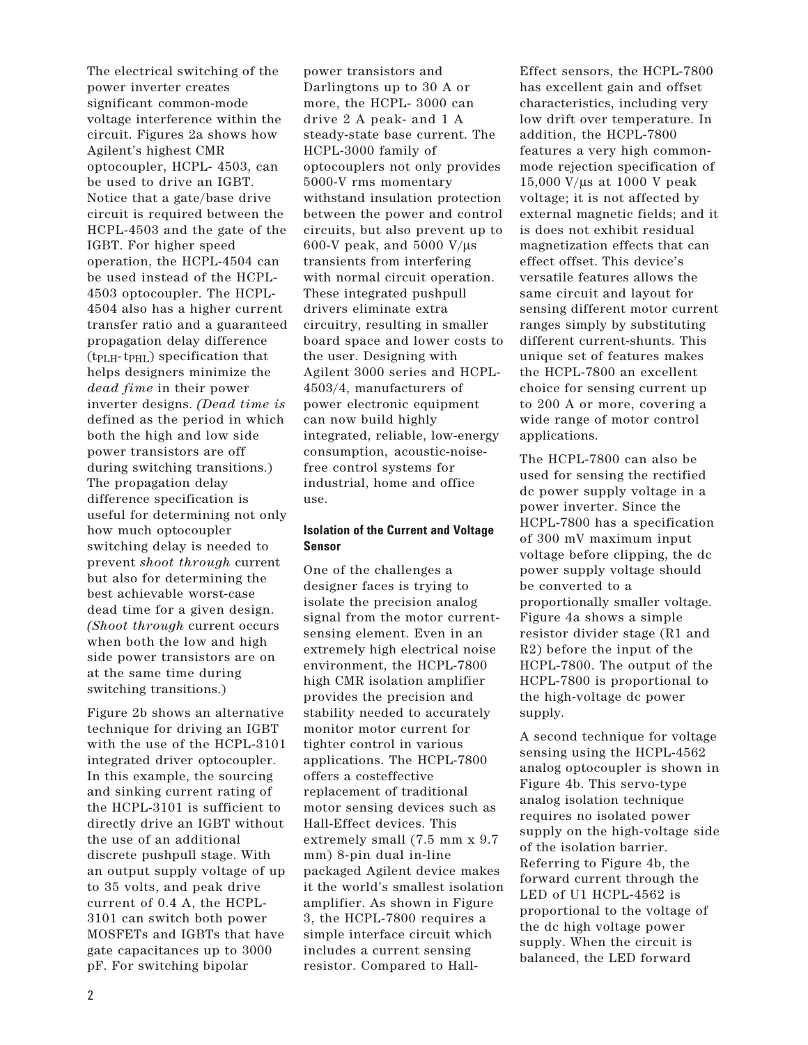The electrical switching of the power inverter creates significant common-mode voltage interference within the circuit. Figures 2a shows how Agilent's highest CMR optocoupler, HCPL- 4503, can be used to drive an IGBT. Notice that a gate/base drive circuit is required between the HCPL-4503 and the gate of the IGBT. For higher speed operation, the HCPL-4504 can be used instead of the HCPL-4503 optocoupler. The HCPL-4504 also has a higher current transfer ratio and a guaranteed propagation delay difference ($t_{PLH}$- $t_{PHL}$) specification that helps designers minimize the *dead fime* in their power inverter designs. *(Dead time is* defined as the period in which both the high and low side power transistors are off during switching transitions.) The propagation delay difference specification is useful for determining not only how much optocoupler switching delay is needed to prevent *shoot through* current but also for determining the best achievable worst-case dead time for a given design. *(Shoot through* current occurs when both the low and high side power transistors are on at the same time during switching transitions.)

Figure 2b shows an alternative technique for driving an IGBT with the use of the HCPL-3101 integrated driver optocoupler. In this example, the sourcing and sinking current rating of the HCPL-3101 is sufficient to directly drive an IGBT without the use of an additional discrete pushpull stage. With an output supply voltage of up to 35 volts, and peak drive current of 0.4 A, the HCPL-3101 can switch both power MOSFETs and IGBTs that have gate capacitances up to 3000 pF. For switching bipolar power transistors and Darlingtons up to 30 A or more, the HCPL- 3000 can drive 2 A peak- and 1 A steady-state base current. The HCPL-3000 family of optocouplers not only provides 5000-V rms momentary withstand insulation protection between the power and control circuits, but also prevent up to 600-V peak, and 5000 V/µs transients from interfering with normal circuit operation. These integrated pushpull drivers eliminate extra circuitry, resulting in smaller board space and lower costs to the user. Designing with Agilent 3000 series and HCPL-4503/4, manufacturers of power electronic equipment can now build highly integrated, reliable, low-energy consumption, acoustic-noise-free control systems for industrial, home and office use.

#### Isolation of the Current and Voltage Sensor

One of the challenges a designer faces is trying to isolate the precision analog signal from the motor current-sensing element. Even in an extremely high electrical noise environment, the HCPL-7800 high CMR isolation amplifier provides the precision and stability needed to accurately monitor motor current for tighter control in various applications. The HCPL-7800 offers a costeffective replacement of traditional motor sensing devices such as Hall-Effect devices. This extremely small (7.5 mm x 9.7 mm) 8-pin dual in-line packaged Agilent device makes it the world's smallest isolation amplifier. As shown in Figure 3, the HCPL-7800 requires a simple interface circuit which includes a current sensing resistor. Compared to Hall-Effect sensors, the HCPL-7800 has excellent gain and offset characteristics, including very low drift over temperature. In addition, the HCPL-7800 features a very high common-mode rejection specification of 15,000 V/µs at 1000 V peak voltage; it is not affected by external magnetic fields; and it is does not exhibit residual magnetization effects that can effect offset. This device's versatile features allows the same circuit and layout for sensing different motor current ranges simply by substituting different current-shunts. This unique set of features makes the HCPL-7800 an excellent choice for sensing current up to 200 A or more, covering a wide range of motor control applications.

The HCPL-7800 can also be used for sensing the rectified dc power supply voltage in a power inverter. Since the HCPL-7800 has a specification of 300 mV maximum input voltage before clipping, the dc power supply voltage should be converted to a proportionally smaller voltage. Figure 4a shows a simple resistor divider stage (R1 and R2) before the input of the HCPL-7800. The output of the HCPL-7800 is proportional to the high-voltage dc power supply.

A second technique for voltage sensing using the HCPL-4562 analog optocoupler is shown in Figure 4b. This servo-type analog isolation technique requires no isolated power supply on the high-voltage side of the isolation barrier. Referring to Figure 4b, the forward current through the LED of U1 HCPL-4562 is proportional to the voltage of the dc high voltage power supply. When the circuit is balanced, the LED forward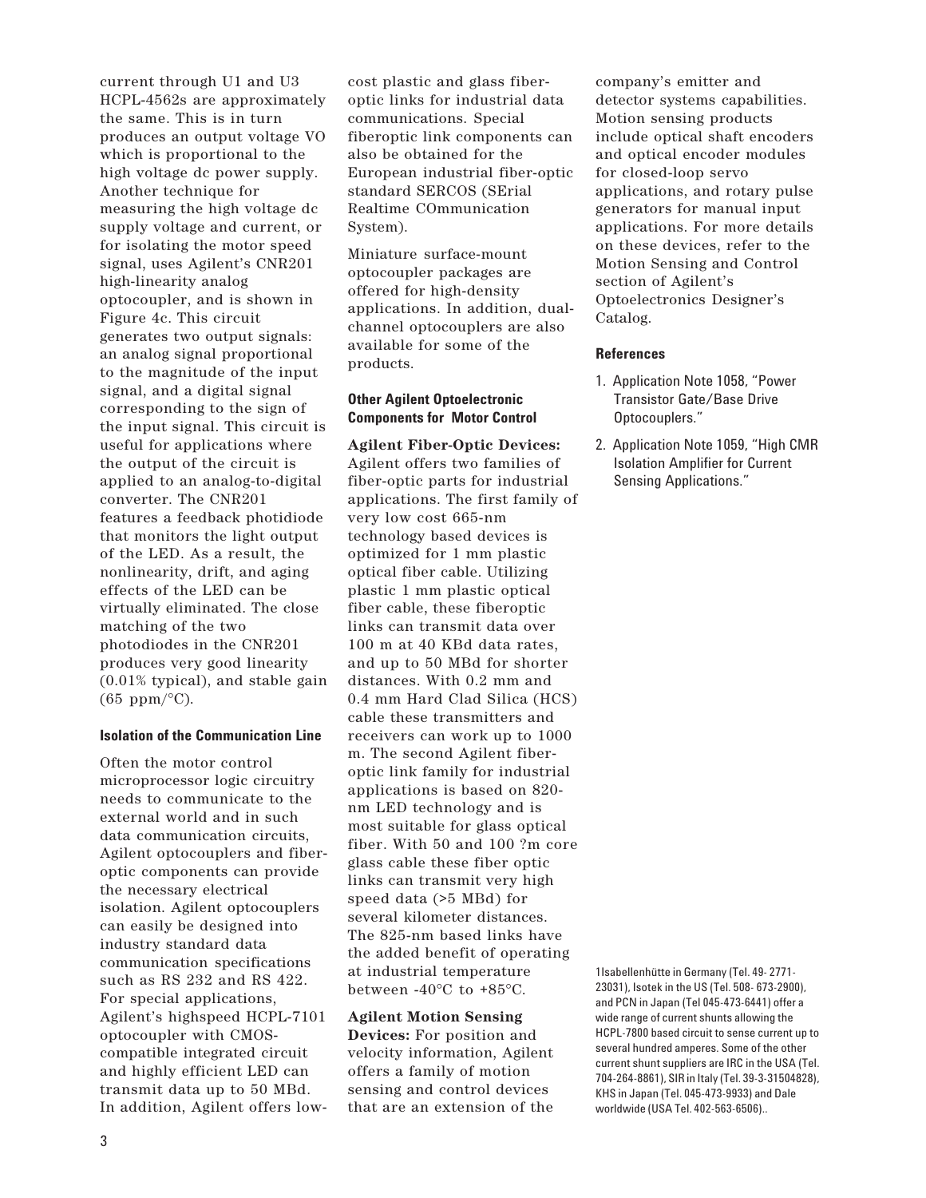current through U1 and U3 HCPL-4562s are approximately the same. This is in turn produces an output voltage VO which is proportional to the high voltage dc power supply. Another technique for measuring the high voltage dc supply voltage and current, or for isolating the motor speed signal, uses Agilent's CNR201 high-linearity analog optocoupler, and is shown in Figure 4c. This circuit generates two output signals: an analog signal proportional to the magnitude of the input signal, and a digital signal corresponding to the sign of the input signal. This circuit is useful for applications where the output of the circuit is applied to an analog-to-digital converter. The CNR201 features a feedback photidiode that monitors the light output of the LED. As a result, the nonlinearity, drift, and aging effects of the LED can be virtually eliminated. The close matching of the two photodiodes in the CNR201 produces very good linearity (0.01% typical), and stable gain (65 ppm/°C).

#### Isolation of the Communication Line

Often the motor control microprocessor logic circuitry needs to communicate to the external world and in such data communication circuits, Agilent optocouplers and fiber-optic components can provide the necessary electrical isolation. Agilent optocouplers can easily be designed into industry standard data communication specifications such as RS 232 and RS 422. For special applications, Agilent's highspeed HCPL-7101 optocoupler with CMOS-compatible integrated circuit and highly efficient LED can transmit data up to 50 MBd. In addition, Agilent offers low-cost plastic and glass fiber-optic links for industrial data communications. Special fiberoptic link components can also be obtained for the European industrial fiber-optic standard SERCOS (SErial Realtime COmmunication System).

Miniature surface-mount optocoupler packages are offered for high-density applications. In addition, dual-channel optocouplers are also available for some of the products.

#### Other Agilent Optoelectronic Components for Motor Control

**Agilent Fiber-Optic Devices:** Agilent offers two families of fiber-optic parts for industrial applications. The first family of very low cost 665-nm technology based devices is optimized for 1 mm plastic optical fiber cable. Utilizing plastic 1 mm plastic optical fiber cable, these fiberoptic links can transmit data over 100 m at 40 KBd data rates, and up to 50 MBd for shorter distances. With 0.2 mm and 0.4 mm Hard Clad Silica (HCS) cable these transmitters and receivers can work up to 1000 m. The second Agilent fiber-optic link family for industrial applications is based on 820-nm LED technology and is most suitable for glass optical fiber. With 50 and 100 ?m core glass cable these fiber optic links can transmit very high speed data (>5 MBd) for several kilometer distances. The 825-nm based links have the added benefit of operating at industrial temperature between -40°C to +85°C.

**Agilent Motion Sensing Devices:** For position and velocity information, Agilent offers a family of motion sensing and control devices that are an extension of the company's emitter and detector systems capabilities. Motion sensing products include optical shaft encoders and optical encoder modules for closed-loop servo applications, and rotary pulse generators for manual input applications. For more details on these devices, refer to the Motion Sensing and Control section of Agilent's Optoelectronics Designer's Catalog.

#### References

1. Application Note 1058, "Power Transistor Gate/Base Drive Optocouplers."
2. Application Note 1059, "High CMR Isolation Amplifier for Current Sensing Applications."

1Isabellenhütte in Germany (Tel. 49- 2771-23031), Isotek in the US (Tel. 508- 673-2900), and PCN in Japan (Tel 045-473-6441) offer a wide range of current shunts allowing the HCPL-7800 based circuit to sense current up to several hundred amperes. Some of the other current shunt suppliers are IRC in the USA (Tel. 704-264-8861), SIR in Italy (Tel. 39-3-31504828), KHS in Japan (Tel. 045-473-9933) and Dale worldwide (USA Tel. 402-563-6506)..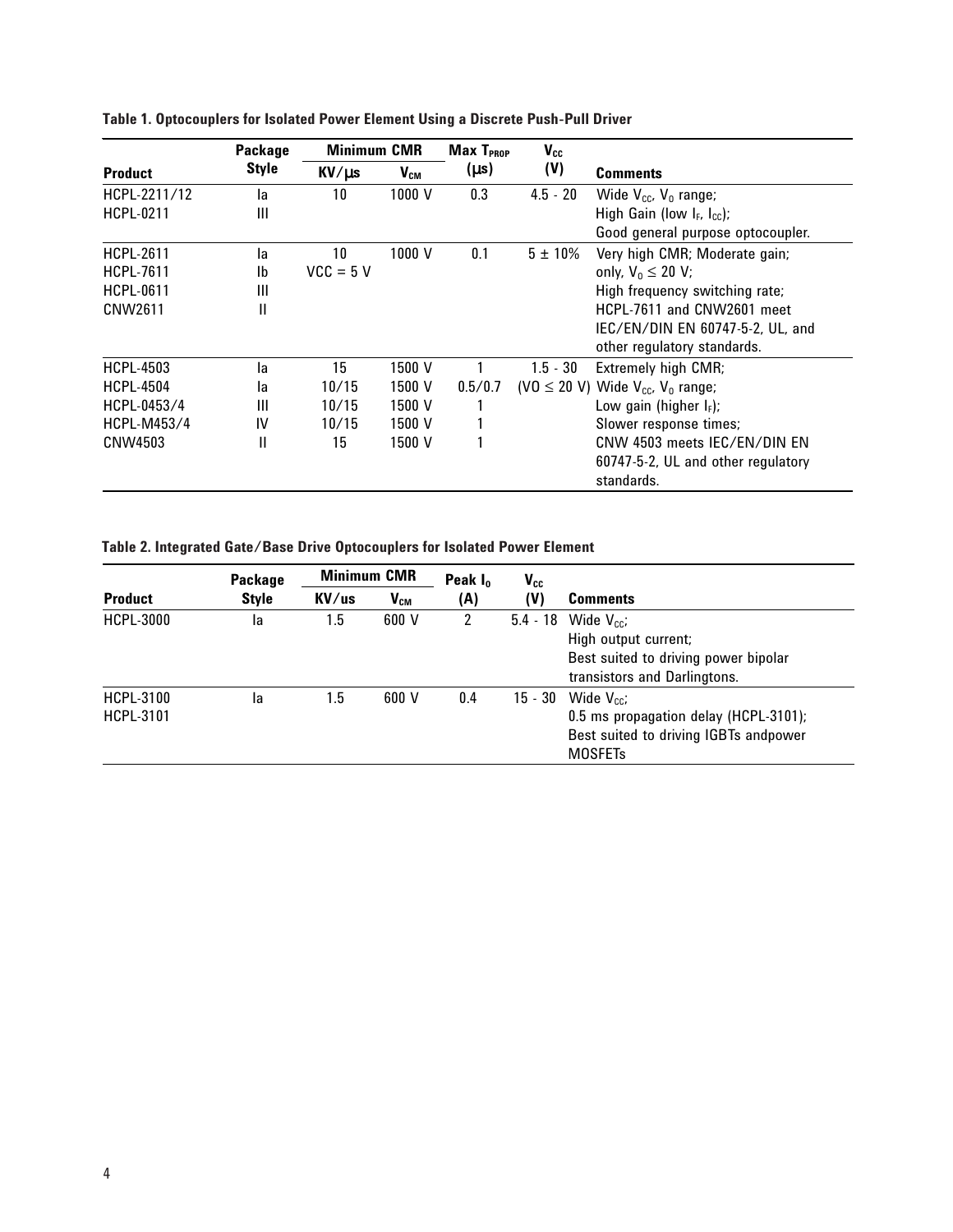**Table 1. Optocouplers for Isolated Power Element Using a Discrete Push-Pull Driver**

| Product | Package Style | Minimum CMR | | Max $T_{PROP}$ (μs) | $V_{CC}$ (V) | Comments |
|---|---|---|---|---|---|---|
| | | KV/μs | $V_{CM}$ | | | |
| HCPL-2211/12<br>HCPL-0211 | Ia<br>III | 10 | 1000 V | 0.3 | 4.5 - 20 | Wide $V_{CC}$, $V_O$ range;<br>High Gain (low $I_F$, $I_{CC}$);<br>Good general purpose optocoupler. |
| HCPL-2611<br>HCPL-7611<br>HCPL-0611<br>CNW2611 | Ia<br>Ib<br>III<br>II | 10<br>VCC = 5 V | 1000 V | 0.1 | 5 ± 10% | Very high CMR; Moderate gain;<br>only, $V_O \leq 20$ V;<br>High frequency switching rate;<br>HCPL-7611 and CNW2601 meet IEC/EN/DIN EN 60747-5-2, UL, and other regulatory standards. |
| HCPL-4503<br>HCPL-4504<br>HCPL-0453/4<br>HCPL-M453/4<br>CNW4503 | Ia<br>Ia<br>III<br>IV<br>II | 15<br>10/15<br>10/15<br>10/15<br>15 | 1500 V<br>1500 V<br>1500 V<br>1500 V<br>1500 V | 1<br>0.5/0.7<br>1<br>1<br>1 | 1.5 - 30<br>(VO ≤ 20 V) | Extremely high CMR;<br>Wide $V_{CC}$, $V_O$ range;<br>Low gain (higher $I_F$);<br>Slower response times;<br>CNW 4503 meets IEC/EN/DIN EN 60747-5-2, UL and other regulatory standards. |

**Table 2. Integrated Gate/Base Drive Optocouplers for Isolated Power Element**

| Product | Package Style | Minimum CMR | | Peak $I_O$ (A) | $V_{CC}$ (V) | Comments |
|---|---|---|---|---|---|---|
| | | KV/us | $V_{CM}$ | | | |
| HCPL-3000 | Ia | 1.5 | 600 V | 2 | 5.4 - 18 | Wide $V_{CC}$;<br>High output current;<br>Best suited to driving power bipolar transistors and Darlingtons. |
| HCPL-3100<br>HCPL-3101 | Ia | 1.5 | 600 V | 0.4 | 15 - 30 | Wide $V_{CC}$;<br>0.5 ms propagation delay (HCPL-3101);<br>Best suited to driving IGBTs andpower MOSFETs |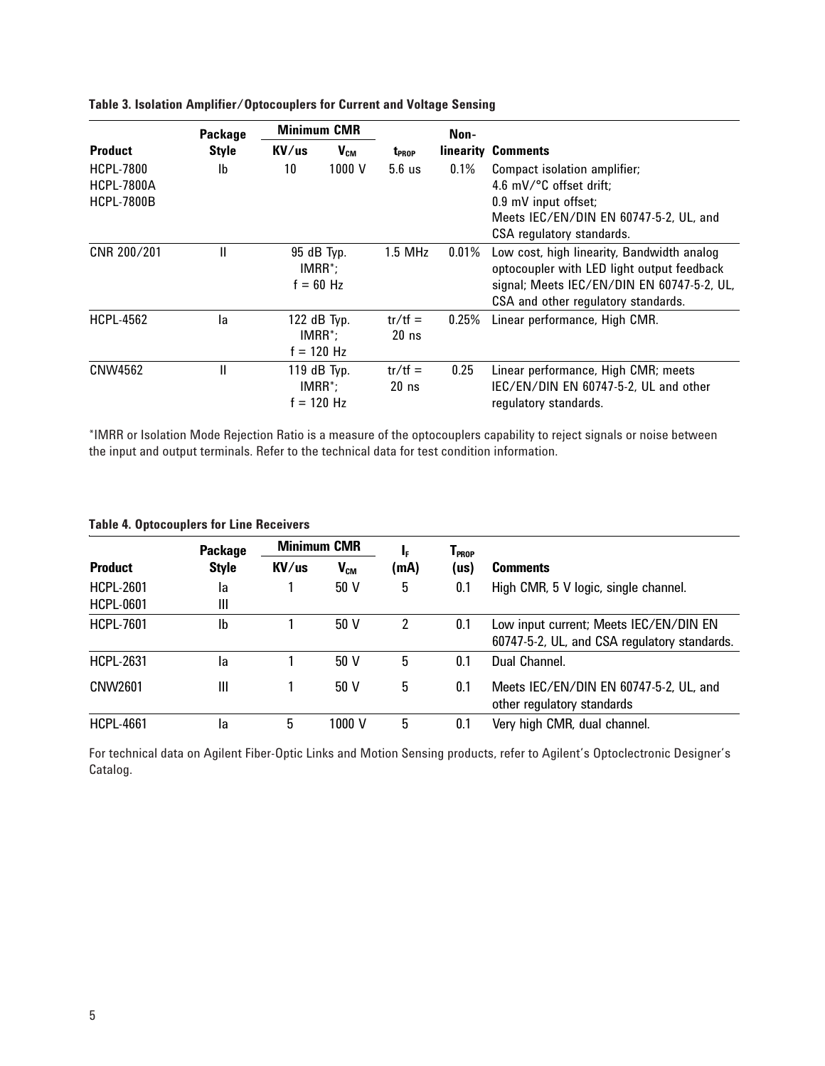**Table 3. Isolation Amplifier/Optocouplers for Current and Voltage Sensing**

| Product | Package Style | Minimum CMR KV/us | Minimum CMR $V_{CM}$ | $t_{PROP}$ | Non-linearity | Comments |
|---|---|---|---|---|---|---|
| HCPL-7800<br>HCPL-7800A<br>HCPL-7800B | Ib | 10 | 1000 V | 5.6 us | 0.1% | Compact isolation amplifier; 4.6 mV/°C offset drift; 0.9 mV input offset; Meets IEC/EN/DIN EN 60747-5-2, UL, and CSA regulatory standards. |
| CNR 200/201 | II | 95 dB Typ. IMRR*; f = 60 Hz | | 1.5 MHz | 0.01% | Low cost, high linearity, Bandwidth analog optocoupler with LED light output feedback signal; Meets IEC/EN/DIN EN 60747-5-2, UL, CSA and other regulatory standards. |
| HCPL-4562 | Ia | 122 dB Typ. IMRR*; f = 120 Hz | | tr/tf = 20 ns | 0.25% | Linear performance, High CMR. |
| CNW4562 | II | 119 dB Typ. IMRR*; f = 120 Hz | | tr/tf = 20 ns | 0.25 | Linear performance, High CMR; meets IEC/EN/DIN EN 60747-5-2, UL and other regulatory standards. |

*IMRR or Isolation Mode Rejection Ratio is a measure of the optocouplers capability to reject signals or noise between the input and output terminals. Refer to the technical data for test condition information.

**Table 4. Optocouplers for Line Receivers**

| Product | Package Style | Minimum CMR KV/us | Minimum CMR $V_{CM}$ | $I_F$ (mA) | $T_{PROP}$ (us) | Comments |
|---|---|---|---|---|---|---|
| HCPL-2601<br>HCPL-0601 | Ia<br>III | 1 | 50 V | 5 | 0.1 | High CMR, 5 V logic, single channel. |
| HCPL-7601 | Ib | 1 | 50 V | 2 | 0.1 | Low input current; Meets IEC/EN/DIN EN 60747-5-2, UL, and CSA regulatory standards. |
| HCPL-2631 | Ia | 1 | 50 V | 5 | 0.1 | Dual Channel. |
| CNW2601 | III | 1 | 50 V | 5 | 0.1 | Meets IEC/EN/DIN EN 60747-5-2, UL, and other regulatory standards |
| HCPL-4661 | Ia | 5 | 1000 V | 5 | 0.1 | Very high CMR, dual channel. |

For technical data on Agilent Fiber-Optic Links and Motion Sensing products, refer to Agilent's Optoclectronic Designer's Catalog.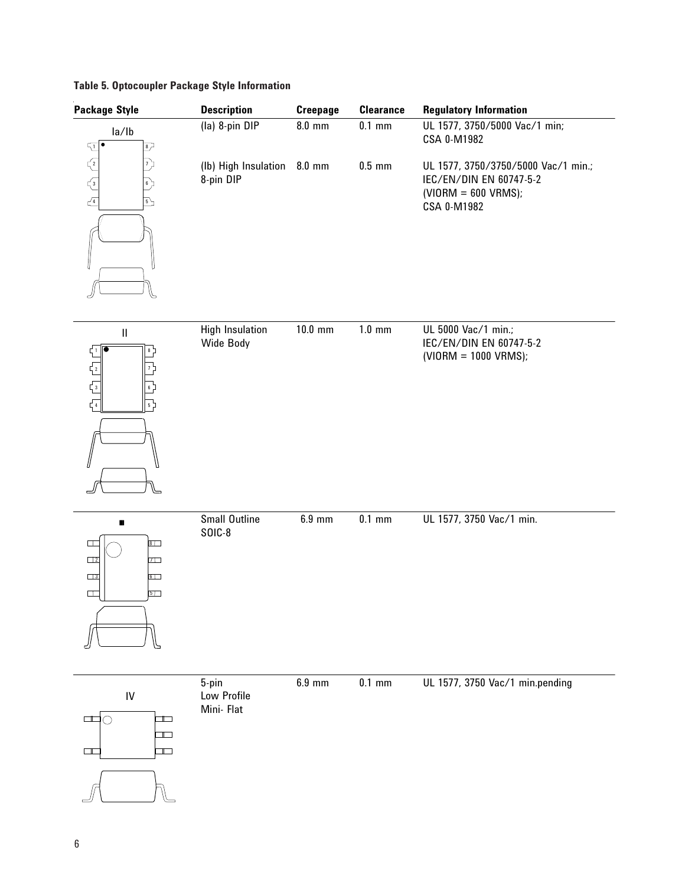**Table 5. Optocoupler Package Style Information**

| Package Style | Description | Creepage | Clearance | Regulatory Information |
|---|---|---|---|---|
| Ia/Ib | (Ia) 8-pin DIP | 8.0 mm | 0.1 mm | UL 1577, 3750/5000 Vac/1 min; CSA 0-M1982 |
| | (Ib) High Insulation 8-pin DIP | 8.0 mm | 0.5 mm | UL 1577, 3750/3750/5000 Vac/1 min.; IEC/EN/DIN EN 60747-5-2 (VIORM = 600 VRMS); CSA 0-M1982 |
| II | High Insulation Wide Body | 10.0 mm | 1.0 mm | UL 5000 Vac/1 min.; IEC/EN/DIN EN 60747-5-2 (VIORM = 1000 VRMS); |
| ■ | Small Outline SOIC-8 | 6.9 mm | 0.1 mm | UL 1577, 3750 Vac/1 min. |
| IV | 5-pin Low Profile Mini- Flat | 6.9 mm | 0.1 mm | UL 1577, 3750 Vac/1 min.pending |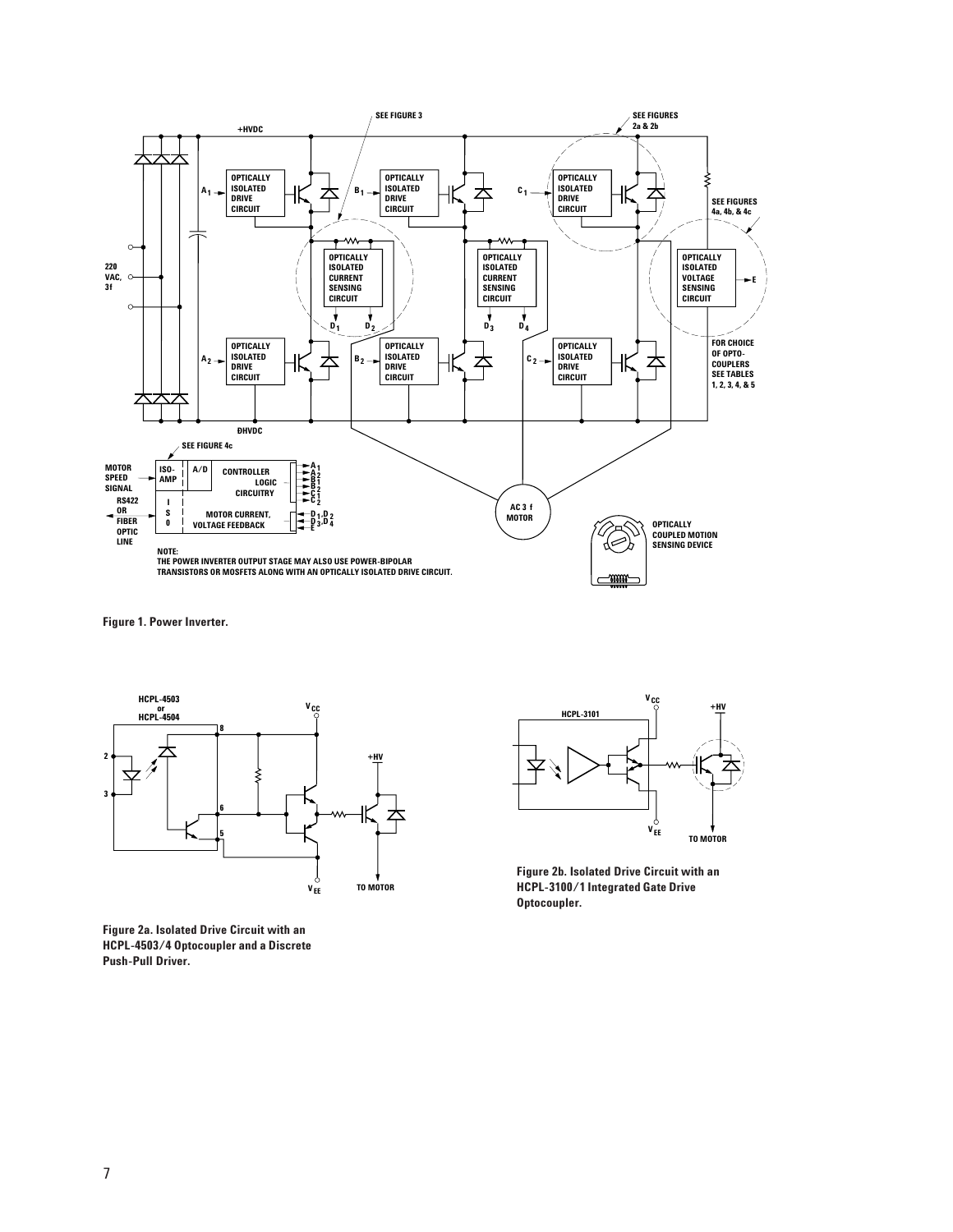Figure 1. Power Inverter.

Figure 2a. Isolated Drive Circuit with an HCPL-4503/4 Optocoupler and a Discrete Push-Pull Driver.

Figure 2b. Isolated Drive Circuit with an HCPL-3100/1 Integrated Gate Drive Optocoupler.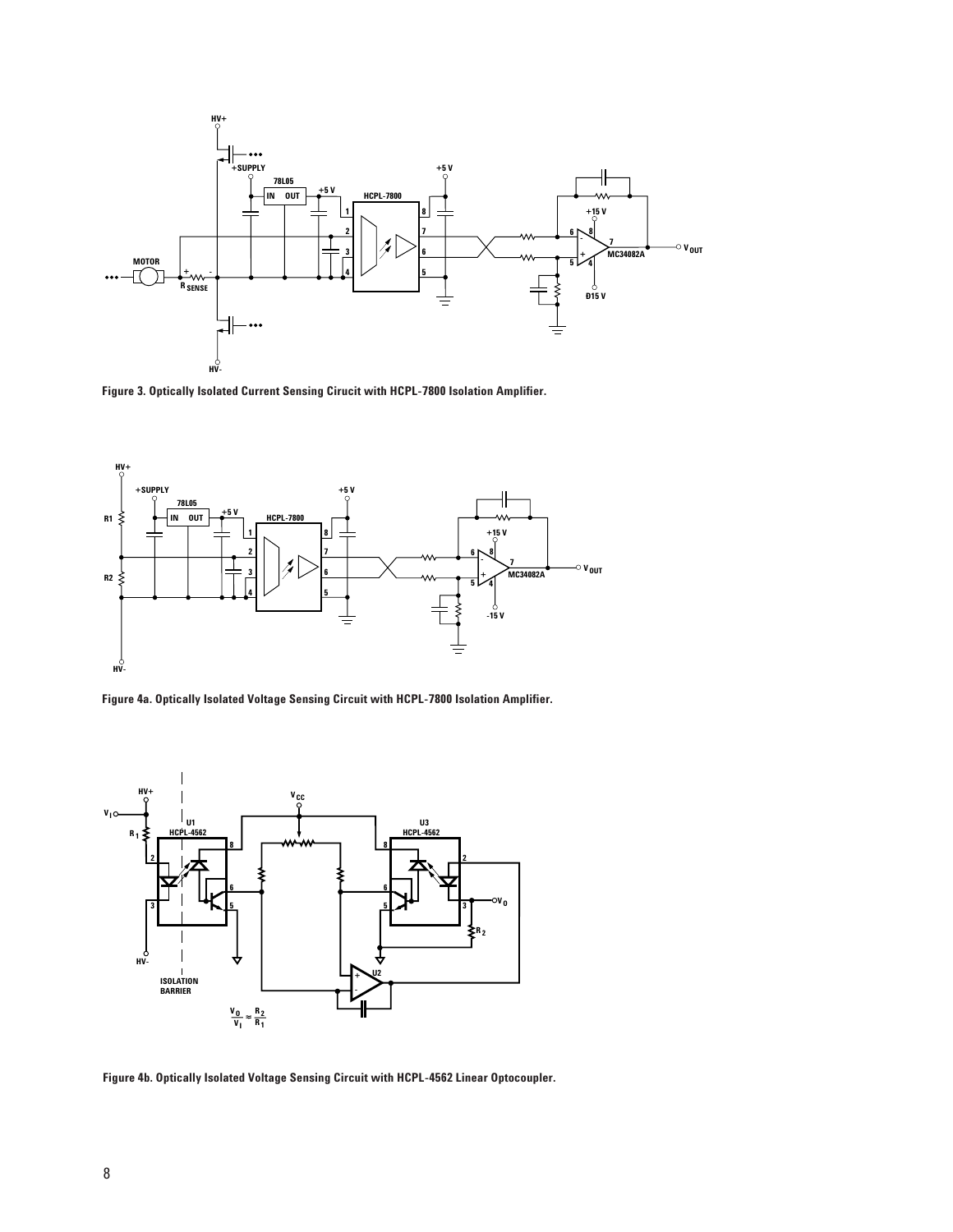Figure 3. Optically Isolated Current Sensing Cirucit with HCPL-7800 Isolation Amplifier.

Figure 4a. Optically Isolated Voltage Sensing Circuit with HCPL-7800 Isolation Amplifier.

Figure 4b. Optically Isolated Voltage Sensing Circuit with HCPL-4562 Linear Optocoupler.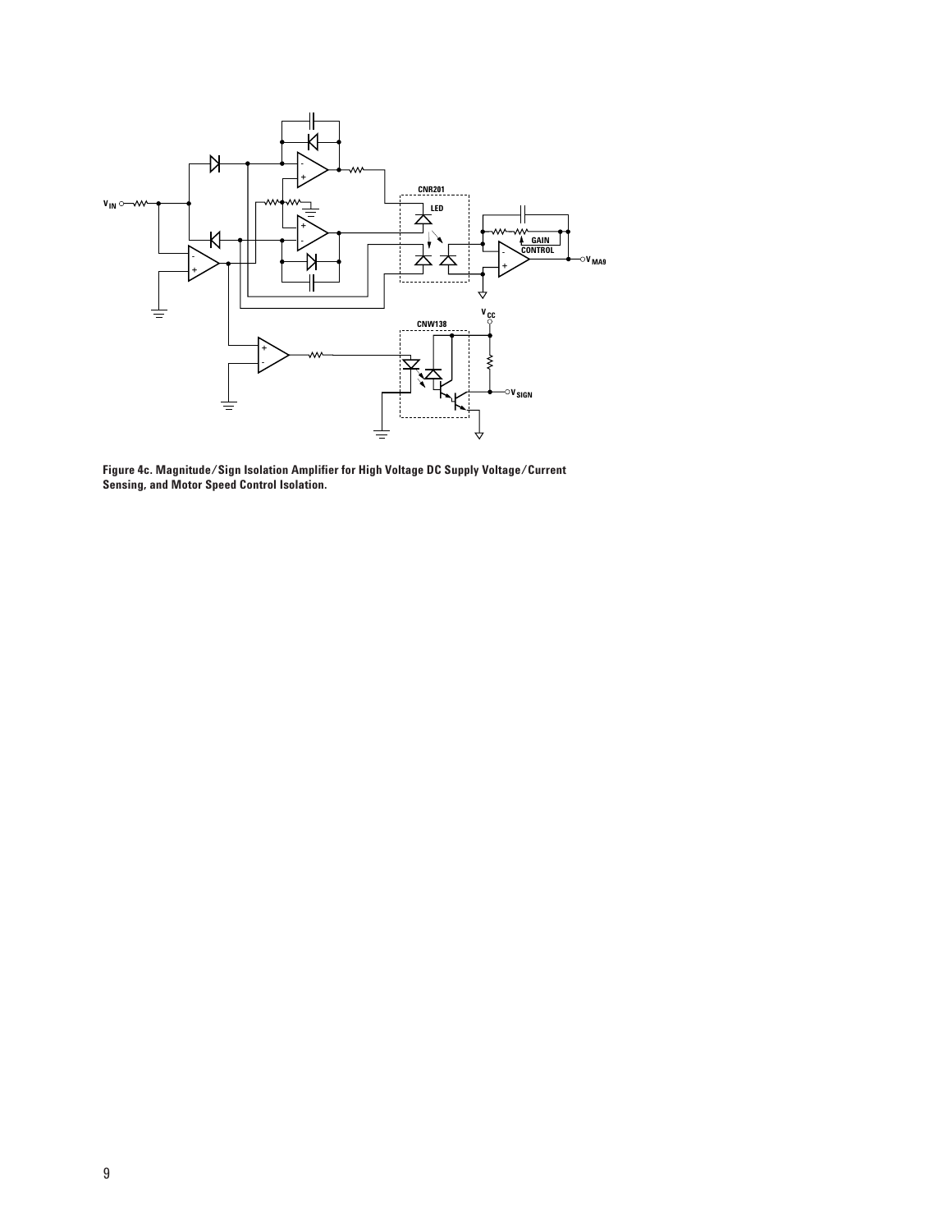**Figure 4c. Magnitude/Sign Isolation Amplifier for High Voltage DC Supply Voltage/Current Sensing, and Motor Speed Control Isolation.**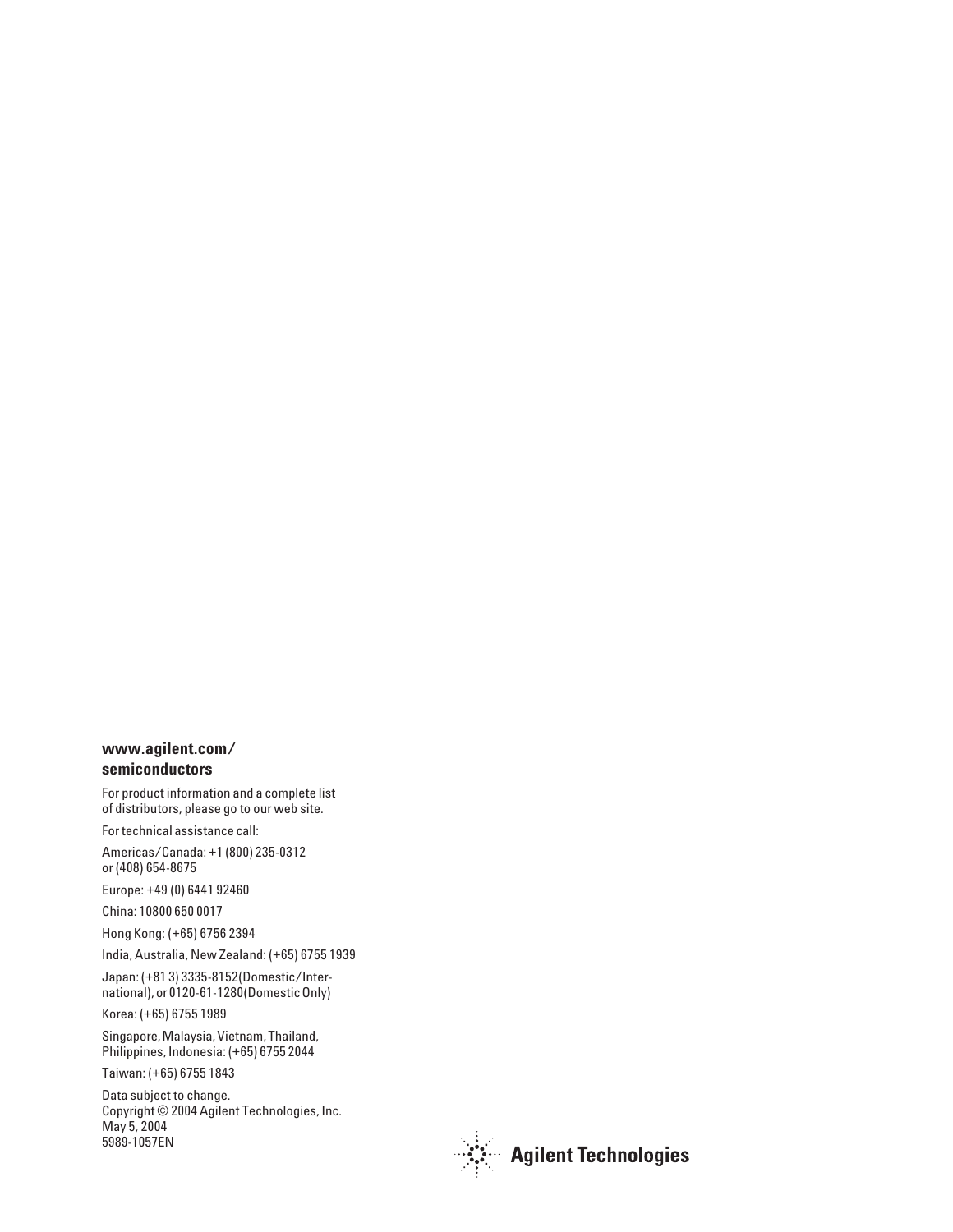**www.agilent.com/ semiconductors**

For product information and a complete list of distributors, please go to our web site.

For technical assistance call:

Americas/Canada: +1 (800) 235-0312 or (408) 654-8675

Europe: +49 (0) 6441 92460

China: 10800 650 0017

Hong Kong: (+65) 6756 2394

India, Australia, New Zealand: (+65) 6755 1939

Japan: (+81 3) 3335-8152(Domestic/International), or 0120-61-1280(Domestic Only)

Korea: (+65) 6755 1989

Singapore, Malaysia, Vietnam, Thailand, Philippines, Indonesia: (+65) 6755 2044

Taiwan: (+65) 6755 1843

Data subject to change.
Copyright © 2004 Agilent Technologies, Inc.
May 5, 2004
5989-1057EN

Agilent Technologies